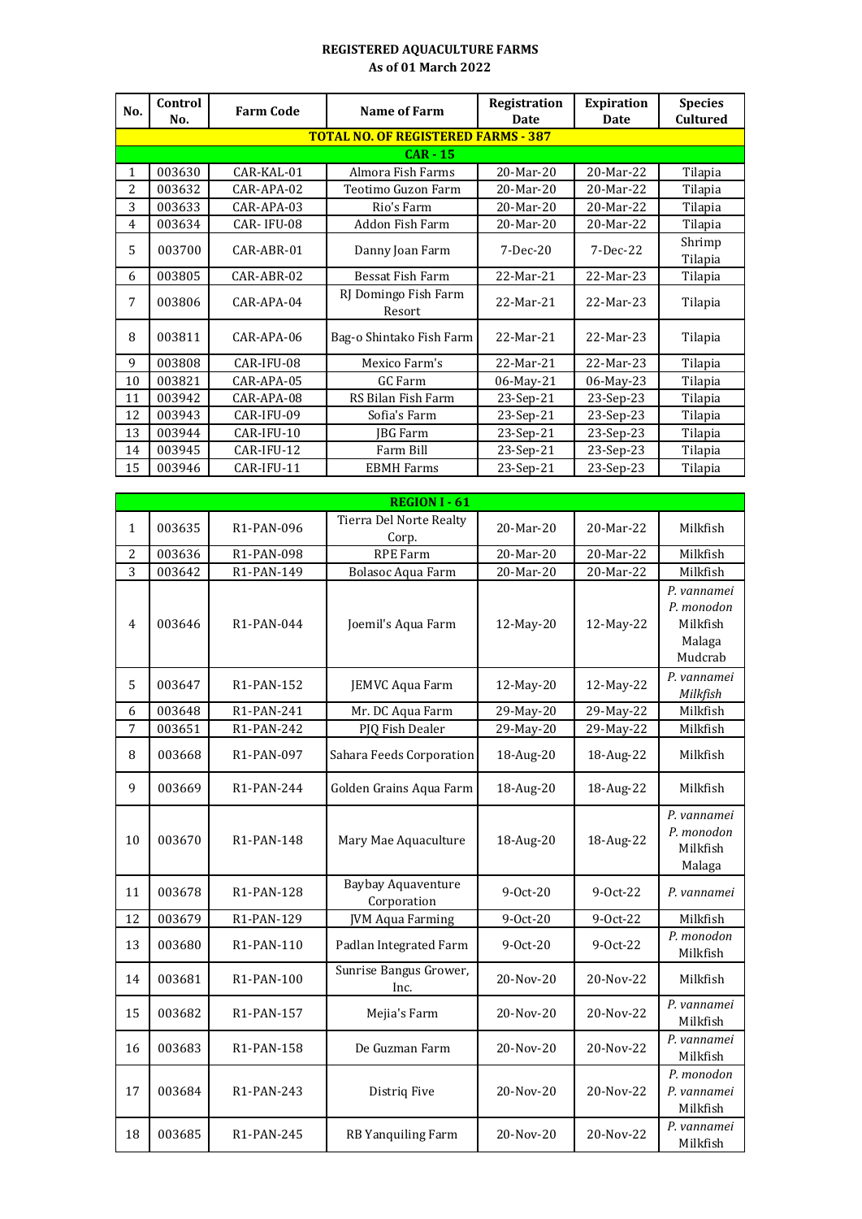**REGISTERED AQUACULTURE FARMS**
**As of 01 March 2022**

| No. | Control No. | Farm Code | Name of Farm | Registration Date | Expiration Date | Species Cultured |
|---|---|---|---|---|---|---|
| **TOTAL NO. OF REGISTERED FARMS - 387** | | | | | | |
| **CAR - 15** | | | | | | |
| 1 | 003630 | CAR-KAL-01 | Almora Fish Farms | 20-Mar-20 | 20-Mar-22 | Tilapia |
| 2 | 003632 | CAR-APA-02 | Teotimo Guzon Farm | 20-Mar-20 | 20-Mar-22 | Tilapia |
| 3 | 003633 | CAR-APA-03 | Rio's Farm | 20-Mar-20 | 20-Mar-22 | Tilapia |
| 4 | 003634 | CAR- IFU-08 | Addon Fish Farm | 20-Mar-20 | 20-Mar-22 | Tilapia |
| 5 | 003700 | CAR-ABR-01 | Danny Joan Farm | 7-Dec-20 | 7-Dec-22 | Shrimp Tilapia |
| 6 | 003805 | CAR-ABR-02 | Bessat Fish Farm | 22-Mar-21 | 22-Mar-23 | Tilapia |
| 7 | 003806 | CAR-APA-04 | RJ Domingo Fish Farm Resort | 22-Mar-21 | 22-Mar-23 | Tilapia |
| 8 | 003811 | CAR-APA-06 | Bag-o Shintako Fish Farm | 22-Mar-21 | 22-Mar-23 | Tilapia |
| 9 | 003808 | CAR-IFU-08 | Mexico Farm's | 22-Mar-21 | 22-Mar-23 | Tilapia |
| 10 | 003821 | CAR-APA-05 | GC Farm | 06-May-21 | 06-May-23 | Tilapia |
| 11 | 003942 | CAR-APA-08 | RS Bilan Fish Farm | 23-Sep-21 | 23-Sep-23 | Tilapia |
| 12 | 003943 | CAR-IFU-09 | Sofia's Farm | 23-Sep-21 | 23-Sep-23 | Tilapia |
| 13 | 003944 | CAR-IFU-10 | JBG Farm | 23-Sep-21 | 23-Sep-23 | Tilapia |
| 14 | 003945 | CAR-IFU-12 | Farm Bill | 23-Sep-21 | 23-Sep-23 | Tilapia |
| 15 | 003946 | CAR-IFU-11 | EBMH Farms | 23-Sep-21 | 23-Sep-23 | Tilapia |

| **REGION I - 61** | | | | | | |
|---|---|---|---|---|---|---|
| 1 | 003635 | R1-PAN-096 | Tierra Del Norte Realty Corp. | 20-Mar-20 | 20-Mar-22 | Milkfish |
| 2 | 003636 | R1-PAN-098 | RPE Farm | 20-Mar-20 | 20-Mar-22 | Milkfish |
| 3 | 003642 | R1-PAN-149 | Bolasoc Aqua Farm | 20-Mar-20 | 20-Mar-22 | Milkfish |
| 4 | 003646 | R1-PAN-044 | Joemil's Aqua Farm | 12-May-20 | 12-May-22 | *P. vannamei* *P. monodon* Milkfish Malaga Mudcrab |
| 5 | 003647 | R1-PAN-152 | JEMVC Aqua Farm | 12-May-20 | 12-May-22 | *P. vannamei* *Milkfish* |
| 6 | 003648 | R1-PAN-241 | Mr. DC Aqua Farm | 29-May-20 | 29-May-22 | Milkfish |
| 7 | 003651 | R1-PAN-242 | PJQ Fish Dealer | 29-May-20 | 29-May-22 | Milkfish |
| 8 | 003668 | R1-PAN-097 | Sahara Feeds Corporation | 18-Aug-20 | 18-Aug-22 | Milkfish |
| 9 | 003669 | R1-PAN-244 | Golden Grains Aqua Farm | 18-Aug-20 | 18-Aug-22 | Milkfish |
| 10 | 003670 | R1-PAN-148 | Mary Mae Aquaculture | 18-Aug-20 | 18-Aug-22 | *P. vannamei* *P. monodon* Milkfish Malaga |
| 11 | 003678 | R1-PAN-128 | Baybay Aquaventure Corporation | 9-Oct-20 | 9-Oct-22 | *P. vannamei* |
| 12 | 003679 | R1-PAN-129 | JVM Aqua Farming | 9-Oct-20 | 9-Oct-22 | Milkfish |
| 13 | 003680 | R1-PAN-110 | Padlan Integrated Farm | 9-Oct-20 | 9-Oct-22 | *P. monodon* Milkfish |
| 14 | 003681 | R1-PAN-100 | Sunrise Bangus Grower, Inc. | 20-Nov-20 | 20-Nov-22 | Milkfish |
| 15 | 003682 | R1-PAN-157 | Mejia's Farm | 20-Nov-20 | 20-Nov-22 | *P. vannamei* Milkfish |
| 16 | 003683 | R1-PAN-158 | De Guzman Farm | 20-Nov-20 | 20-Nov-22 | *P. vannamei* Milkfish |
| 17 | 003684 | R1-PAN-243 | Distriq Five | 20-Nov-20 | 20-Nov-22 | *P. monodon* *P. vannamei* Milkfish |
| 18 | 003685 | R1-PAN-245 | RB Yanquiling Farm | 20-Nov-20 | 20-Nov-22 | *P. vannamei* Milkfish |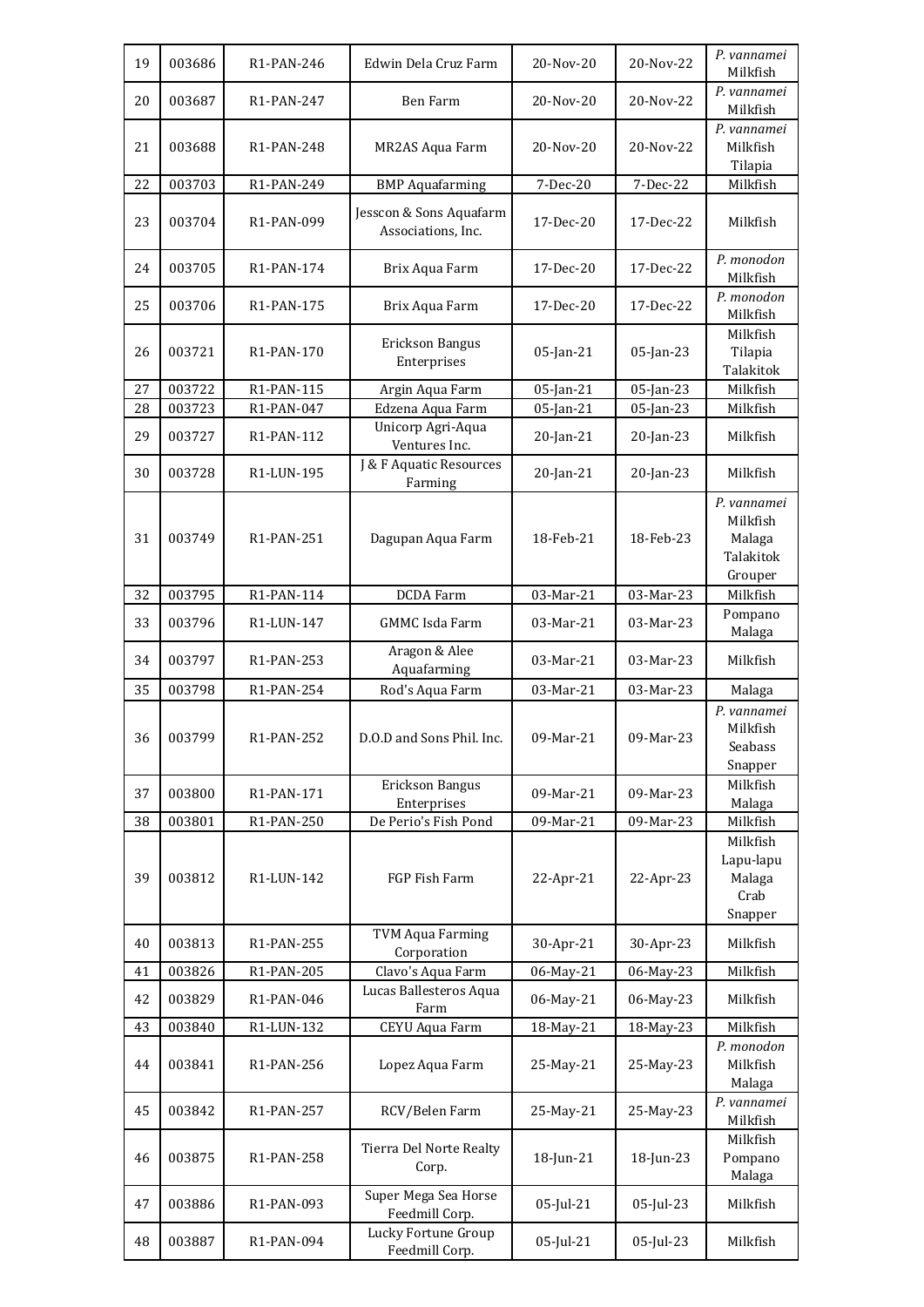| 19 | 003686 | R1-PAN-246 | Edwin Dela Cruz Farm | 20-Nov-20 | 20-Nov-22 | *P. vannamei* Milkfish |
|---|---|---|---|---|---|---|
| 20 | 003687 | R1-PAN-247 | Ben Farm | 20-Nov-20 | 20-Nov-22 | *P. vannamei* Milkfish |
| 21 | 003688 | R1-PAN-248 | MR2AS Aqua Farm | 20-Nov-20 | 20-Nov-22 | *P. vannamei* Milkfish Tilapia |
| 22 | 003703 | R1-PAN-249 | BMP Aquafarming | 7-Dec-20 | 7-Dec-22 | Milkfish |
| 23 | 003704 | R1-PAN-099 | Jesscon & Sons Aquafarm Associations, Inc. | 17-Dec-20 | 17-Dec-22 | Milkfish |
| 24 | 003705 | R1-PAN-174 | Brix Aqua Farm | 17-Dec-20 | 17-Dec-22 | *P. monodon* Milkfish |
| 25 | 003706 | R1-PAN-175 | Brix Aqua Farm | 17-Dec-20 | 17-Dec-22 | *P. monodon* Milkfish |
| 26 | 003721 | R1-PAN-170 | Erickson Bangus Enterprises | 05-Jan-21 | 05-Jan-23 | Milkfish Tilapia Talakitok |
| 27 | 003722 | R1-PAN-115 | Argin Aqua Farm | 05-Jan-21 | 05-Jan-23 | Milkfish |
| 28 | 003723 | R1-PAN-047 | Edzena Aqua Farm | 05-Jan-21 | 05-Jan-23 | Milkfish |
| 29 | 003727 | R1-PAN-112 | Unicorp Agri-Aqua Ventures Inc. | 20-Jan-21 | 20-Jan-23 | Milkfish |
| 30 | 003728 | R1-LUN-195 | J & F Aquatic Resources Farming | 20-Jan-21 | 20-Jan-23 | Milkfish |
| 31 | 003749 | R1-PAN-251 | Dagupan Aqua Farm | 18-Feb-21 | 18-Feb-23 | *P. vannamei* Milkfish Malaga Talakitok Grouper |
| 32 | 003795 | R1-PAN-114 | DCDA Farm | 03-Mar-21 | 03-Mar-23 | Milkfish |
| 33 | 003796 | R1-LUN-147 | GMMC Isda Farm | 03-Mar-21 | 03-Mar-23 | Pompano Malaga |
| 34 | 003797 | R1-PAN-253 | Aragon & Alee Aquafarming | 03-Mar-21 | 03-Mar-23 | Milkfish |
| 35 | 003798 | R1-PAN-254 | Rod's Aqua Farm | 03-Mar-21 | 03-Mar-23 | Malaga |
| 36 | 003799 | R1-PAN-252 | D.O.D and Sons Phil. Inc. | 09-Mar-21 | 09-Mar-23 | *P. vannamei* Milkfish Seabass Snapper |
| 37 | 003800 | R1-PAN-171 | Erickson Bangus Enterprises | 09-Mar-21 | 09-Mar-23 | Milkfish Malaga |
| 38 | 003801 | R1-PAN-250 | De Perio's Fish Pond | 09-Mar-21 | 09-Mar-23 | Milkfish |
| 39 | 003812 | R1-LUN-142 | FGP Fish Farm | 22-Apr-21 | 22-Apr-23 | Milkfish Lapu-lapu Malaga Crab Snapper |
| 40 | 003813 | R1-PAN-255 | TVM Aqua Farming Corporation | 30-Apr-21 | 30-Apr-23 | Milkfish |
| 41 | 003826 | R1-PAN-205 | Clavo's Aqua Farm | 06-May-21 | 06-May-23 | Milkfish |
| 42 | 003829 | R1-PAN-046 | Lucas Ballesteros Aqua Farm | 06-May-21 | 06-May-23 | Milkfish |
| 43 | 003840 | R1-LUN-132 | CEYU Aqua Farm | 18-May-21 | 18-May-23 | Milkfish |
| 44 | 003841 | R1-PAN-256 | Lopez Aqua Farm | 25-May-21 | 25-May-23 | *P. monodon* Milkfish Malaga |
| 45 | 003842 | R1-PAN-257 | RCV/Belen Farm | 25-May-21 | 25-May-23 | *P. vannamei* Milkfish |
| 46 | 003875 | R1-PAN-258 | Tierra Del Norte Realty Corp. | 18-Jun-21 | 18-Jun-23 | Milkfish Pompano Malaga |
| 47 | 003886 | R1-PAN-093 | Super Mega Sea Horse Feedmill Corp. | 05-Jul-21 | 05-Jul-23 | Milkfish |
| 48 | 003887 | R1-PAN-094 | Lucky Fortune Group Feedmill Corp. | 05-Jul-21 | 05-Jul-23 | Milkfish |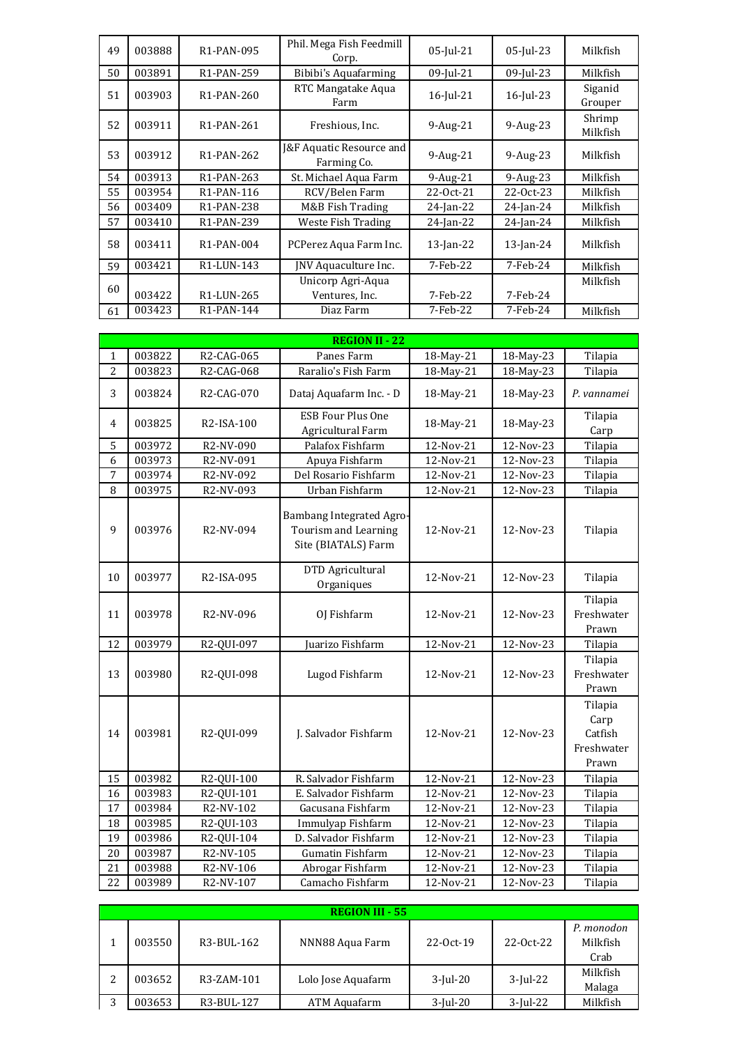| | | | | | | |
|---|---|---|---|---|---|---|
| 49 | 003888 | R1-PAN-095 | Phil. Mega Fish Feedmill Corp. | 05-Jul-21 | 05-Jul-23 | Milkfish |
| 50 | 003891 | R1-PAN-259 | Bibibi's Aquafarming | 09-Jul-21 | 09-Jul-23 | Milkfish |
| 51 | 003903 | R1-PAN-260 | RTC Mangatake Aqua Farm | 16-Jul-21 | 16-Jul-23 | Siganid Grouper |
| 52 | 003911 | R1-PAN-261 | Freshious, Inc. | 9-Aug-21 | 9-Aug-23 | Shrimp Milkfish |
| 53 | 003912 | R1-PAN-262 | J&F Aquatic Resource and Farming Co. | 9-Aug-21 | 9-Aug-23 | Milkfish |
| 54 | 003913 | R1-PAN-263 | St. Michael Aqua Farm | 9-Aug-21 | 9-Aug-23 | Milkfish |
| 55 | 003954 | R1-PAN-116 | RCV/Belen Farm | 22-Oct-21 | 22-Oct-23 | Milkfish |
| 56 | 003409 | R1-PAN-238 | M&B Fish Trading | 24-Jan-22 | 24-Jan-24 | Milkfish |
| 57 | 003410 | R1-PAN-239 | Weste Fish Trading | 24-Jan-22 | 24-Jan-24 | Milkfish |
| 58 | 003411 | R1-PAN-004 | PCPerez Aqua Farm Inc. | 13-Jan-22 | 13-Jan-24 | Milkfish |
| 59 | 003421 | R1-LUN-143 | JNV Aquaculture Inc. | 7-Feb-22 | 7-Feb-24 | Milkfish |
| 60 | 003422 | R1-LUN-265 | Unicorp Agri-Aqua Ventures, Inc. | 7-Feb-22 | 7-Feb-24 | Milkfish |
| 61 | 003423 | R1-PAN-144 | Diaz Farm | 7-Feb-22 | 7-Feb-24 | Milkfish |

| **REGION II - 22** | | | | | | |
|---|---|---|---|---|---|---|
| 1 | 003822 | R2-CAG-065 | Panes Farm | 18-May-21 | 18-May-23 | Tilapia |
| 2 | 003823 | R2-CAG-068 | Raralio's Fish Farm | 18-May-21 | 18-May-23 | Tilapia |
| 3 | 003824 | R2-CAG-070 | Dataj Aquafarm Inc. - D | 18-May-21 | 18-May-23 | *P. vannamei* |
| 4 | 003825 | R2-ISA-100 | ESB Four Plus One Agricultural Farm | 18-May-21 | 18-May-23 | Tilapia Carp |
| 5 | 003972 | R2-NV-090 | Palafox Fishfarm | 12-Nov-21 | 12-Nov-23 | Tilapia |
| 6 | 003973 | R2-NV-091 | Apuya Fishfarm | 12-Nov-21 | 12-Nov-23 | Tilapia |
| 7 | 003974 | R2-NV-092 | Del Rosario Fishfarm | 12-Nov-21 | 12-Nov-23 | Tilapia |
| 8 | 003975 | R2-NV-093 | Urban Fishfarm | 12-Nov-21 | 12-Nov-23 | Tilapia |
| 9 | 003976 | R2-NV-094 | Bambang Integrated Agro-Tourism and Learning Site (BIATALS) Farm | 12-Nov-21 | 12-Nov-23 | Tilapia |
| 10 | 003977 | R2-ISA-095 | DTD Agricultural Organiques | 12-Nov-21 | 12-Nov-23 | Tilapia |
| 11 | 003978 | R2-NV-096 | OJ Fishfarm | 12-Nov-21 | 12-Nov-23 | Tilapia Freshwater Prawn |
| 12 | 003979 | R2-QUI-097 | Juarizo Fishfarm | 12-Nov-21 | 12-Nov-23 | Tilapia |
| 13 | 003980 | R2-QUI-098 | Lugod Fishfarm | 12-Nov-21 | 12-Nov-23 | Tilapia Freshwater Prawn |
| 14 | 003981 | R2-QUI-099 | J. Salvador Fishfarm | 12-Nov-21 | 12-Nov-23 | Tilapia Carp Catfish Freshwater Prawn |
| 15 | 003982 | R2-QUI-100 | R. Salvador Fishfarm | 12-Nov-21 | 12-Nov-23 | Tilapia |
| 16 | 003983 | R2-QUI-101 | E. Salvador Fishfarm | 12-Nov-21 | 12-Nov-23 | Tilapia |
| 17 | 003984 | R2-NV-102 | Gacusana Fishfarm | 12-Nov-21 | 12-Nov-23 | Tilapia |
| 18 | 003985 | R2-QUI-103 | Immulyap Fishfarm | 12-Nov-21 | 12-Nov-23 | Tilapia |
| 19 | 003986 | R2-QUI-104 | D. Salvador Fishfarm | 12-Nov-21 | 12-Nov-23 | Tilapia |
| 20 | 003987 | R2-NV-105 | Gumatin Fishfarm | 12-Nov-21 | 12-Nov-23 | Tilapia |
| 21 | 003988 | R2-NV-106 | Abrogar Fishfarm | 12-Nov-21 | 12-Nov-23 | Tilapia |
| 22 | 003989 | R2-NV-107 | Camacho Fishfarm | 12-Nov-21 | 12-Nov-23 | Tilapia |

| **REGION III - 55** | | | | | | |
|---|---|---|---|---|---|---|
| 1 | 003550 | R3-BUL-162 | NNN88 Aqua Farm | 22-Oct-19 | 22-Oct-22 | *P. monodon* Milkfish Crab |
| 2 | 003652 | R3-ZAM-101 | Lolo Jose Aquafarm | 3-Jul-20 | 3-Jul-22 | Milkfish Malaga |
| 3 | 003653 | R3-BUL-127 | ATM Aquafarm | 3-Jul-20 | 3-Jul-22 | Milkfish |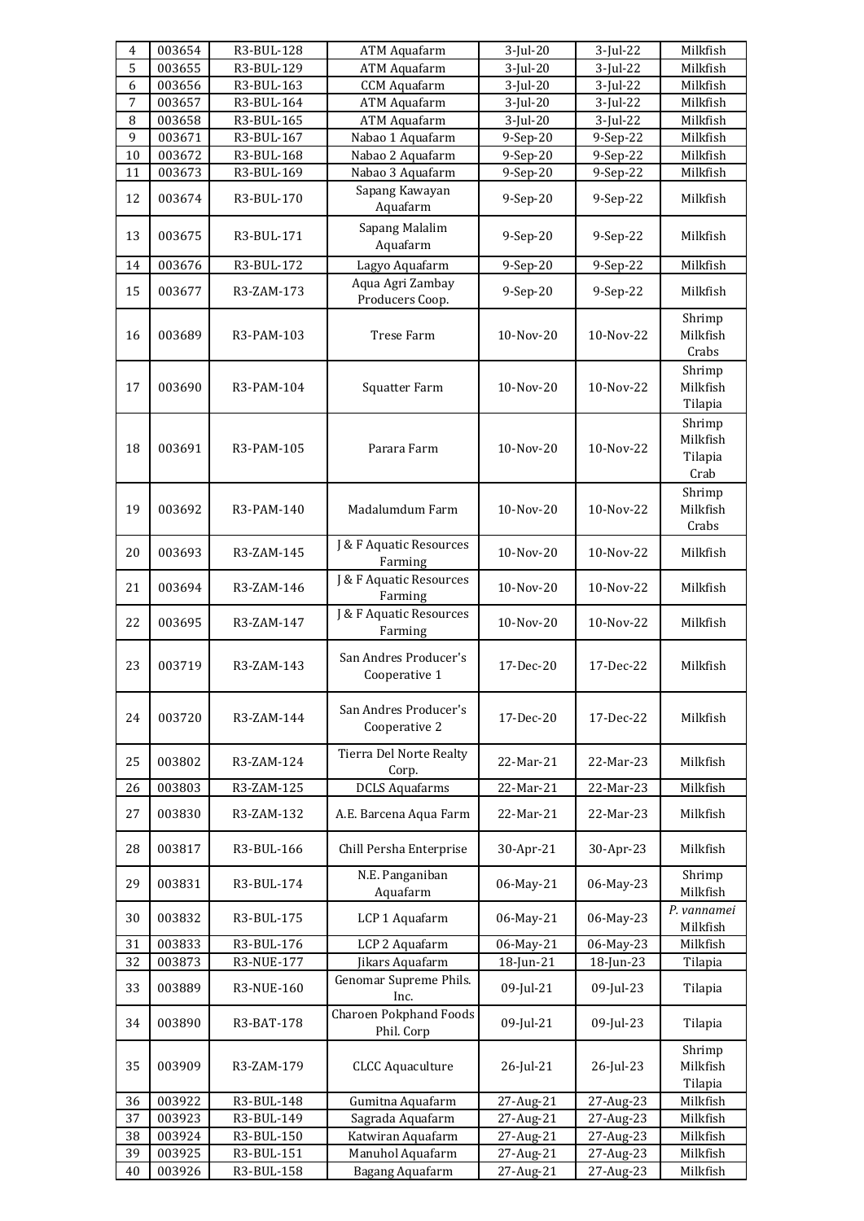| 4 | 003654 | R3-BUL-128 | ATM Aquafarm | 3-Jul-20 | 3-Jul-22 | Milkfish |
|---|---|---|---|---|---|---|
| 5 | 003655 | R3-BUL-129 | ATM Aquafarm | 3-Jul-20 | 3-Jul-22 | Milkfish |
| 6 | 003656 | R3-BUL-163 | CCM Aquafarm | 3-Jul-20 | 3-Jul-22 | Milkfish |
| 7 | 003657 | R3-BUL-164 | ATM Aquafarm | 3-Jul-20 | 3-Jul-22 | Milkfish |
| 8 | 003658 | R3-BUL-165 | ATM Aquafarm | 3-Jul-20 | 3-Jul-22 | Milkfish |
| 9 | 003671 | R3-BUL-167 | Nabao 1 Aquafarm | 9-Sep-20 | 9-Sep-22 | Milkfish |
| 10 | 003672 | R3-BUL-168 | Nabao 2 Aquafarm | 9-Sep-20 | 9-Sep-22 | Milkfish |
| 11 | 003673 | R3-BUL-169 | Nabao 3 Aquafarm | 9-Sep-20 | 9-Sep-22 | Milkfish |
| 12 | 003674 | R3-BUL-170 | Sapang Kawayan Aquafarm | 9-Sep-20 | 9-Sep-22 | Milkfish |
| 13 | 003675 | R3-BUL-171 | Sapang Malalim Aquafarm | 9-Sep-20 | 9-Sep-22 | Milkfish |
| 14 | 003676 | R3-BUL-172 | Lagyo Aquafarm | 9-Sep-20 | 9-Sep-22 | Milkfish |
| 15 | 003677 | R3-ZAM-173 | Aqua Agri Zambay Producers Coop. | 9-Sep-20 | 9-Sep-22 | Milkfish |
| 16 | 003689 | R3-PAM-103 | Trese Farm | 10-Nov-20 | 10-Nov-22 | Shrimp Milkfish Crabs |
| 17 | 003690 | R3-PAM-104 | Squatter Farm | 10-Nov-20 | 10-Nov-22 | Shrimp Milkfish Tilapia |
| 18 | 003691 | R3-PAM-105 | Parara Farm | 10-Nov-20 | 10-Nov-22 | Shrimp Milkfish Tilapia Crab |
| 19 | 003692 | R3-PAM-140 | Madalumdum Farm | 10-Nov-20 | 10-Nov-22 | Shrimp Milkfish Crabs |
| 20 | 003693 | R3-ZAM-145 | J & F Aquatic Resources Farming | 10-Nov-20 | 10-Nov-22 | Milkfish |
| 21 | 003694 | R3-ZAM-146 | J & F Aquatic Resources Farming | 10-Nov-20 | 10-Nov-22 | Milkfish |
| 22 | 003695 | R3-ZAM-147 | J & F Aquatic Resources Farming | 10-Nov-20 | 10-Nov-22 | Milkfish |
| 23 | 003719 | R3-ZAM-143 | San Andres Producer's Cooperative 1 | 17-Dec-20 | 17-Dec-22 | Milkfish |
| 24 | 003720 | R3-ZAM-144 | San Andres Producer's Cooperative 2 | 17-Dec-20 | 17-Dec-22 | Milkfish |
| 25 | 003802 | R3-ZAM-124 | Tierra Del Norte Realty Corp. | 22-Mar-21 | 22-Mar-23 | Milkfish |
| 26 | 003803 | R3-ZAM-125 | DCLS Aquafarms | 22-Mar-21 | 22-Mar-23 | Milkfish |
| 27 | 003830 | R3-ZAM-132 | A.E. Barcena Aqua Farm | 22-Mar-21 | 22-Mar-23 | Milkfish |
| 28 | 003817 | R3-BUL-166 | Chill Persha Enterprise | 30-Apr-21 | 30-Apr-23 | Milkfish |
| 29 | 003831 | R3-BUL-174 | N.E. Panganiban Aquafarm | 06-May-21 | 06-May-23 | Shrimp Milkfish |
| 30 | 003832 | R3-BUL-175 | LCP 1 Aquafarm | 06-May-21 | 06-May-23 | *P. vannamei* Milkfish |
| 31 | 003833 | R3-BUL-176 | LCP 2 Aquafarm | 06-May-21 | 06-May-23 | Milkfish |
| 32 | 003873 | R3-NUE-177 | Jikars Aquafarm | 18-Jun-21 | 18-Jun-23 | Tilapia |
| 33 | 003889 | R3-NUE-160 | Genomar Supreme Phils. Inc. | 09-Jul-21 | 09-Jul-23 | Tilapia |
| 34 | 003890 | R3-BAT-178 | Charoen Pokphand Foods Phil. Corp | 09-Jul-21 | 09-Jul-23 | Tilapia |
| 35 | 003909 | R3-ZAM-179 | CLCC Aquaculture | 26-Jul-21 | 26-Jul-23 | Shrimp Milkfish Tilapia |
| 36 | 003922 | R3-BUL-148 | Gumitna Aquafarm | 27-Aug-21 | 27-Aug-23 | Milkfish |
| 37 | 003923 | R3-BUL-149 | Sagrada Aquafarm | 27-Aug-21 | 27-Aug-23 | Milkfish |
| 38 | 003924 | R3-BUL-150 | Katwiran Aquafarm | 27-Aug-21 | 27-Aug-23 | Milkfish |
| 39 | 003925 | R3-BUL-151 | Manuhol Aquafarm | 27-Aug-21 | 27-Aug-23 | Milkfish |
| 40 | 003926 | R3-BUL-158 | Bagang Aquafarm | 27-Aug-21 | 27-Aug-23 | Milkfish |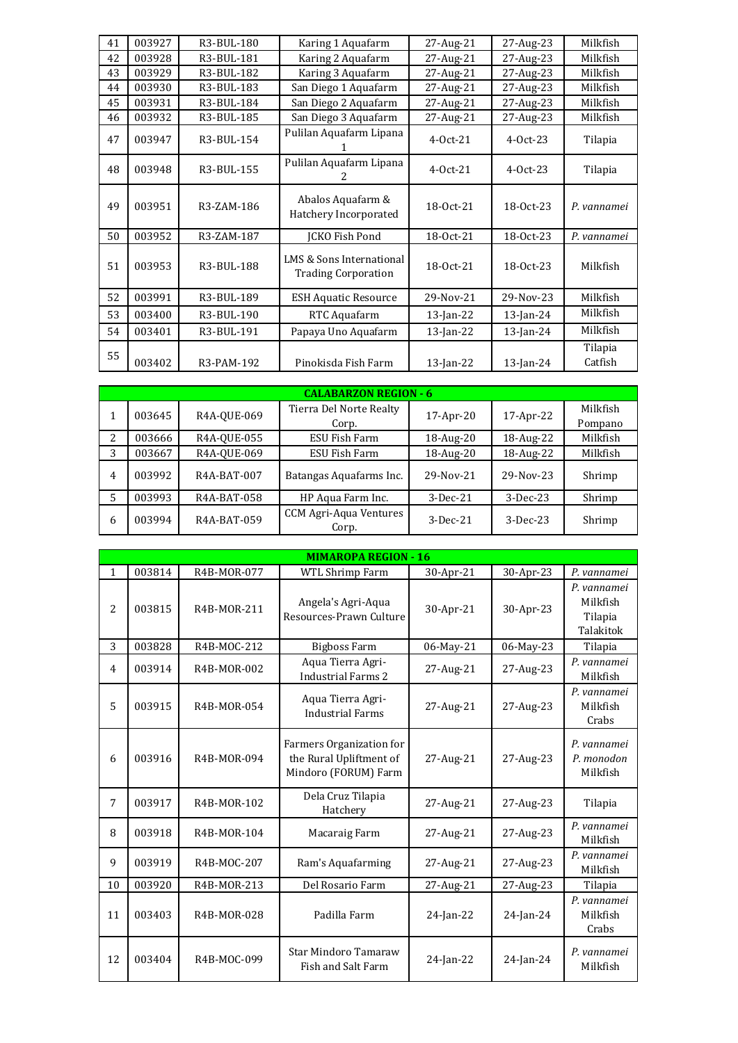| | | | | | | |
|---|---|---|---|---|---|---|
| 41 | 003927 | R3-BUL-180 | Karing 1 Aquafarm | 27-Aug-21 | 27-Aug-23 | Milkfish |
| 42 | 003928 | R3-BUL-181 | Karing 2 Aquafarm | 27-Aug-21 | 27-Aug-23 | Milkfish |
| 43 | 003929 | R3-BUL-182 | Karing 3 Aquafarm | 27-Aug-21 | 27-Aug-23 | Milkfish |
| 44 | 003930 | R3-BUL-183 | San Diego 1 Aquafarm | 27-Aug-21 | 27-Aug-23 | Milkfish |
| 45 | 003931 | R3-BUL-184 | San Diego 2 Aquafarm | 27-Aug-21 | 27-Aug-23 | Milkfish |
| 46 | 003932 | R3-BUL-185 | San Diego 3 Aquafarm | 27-Aug-21 | 27-Aug-23 | Milkfish |
| 47 | 003947 | R3-BUL-154 | Pulilan Aquafarm Lipana 1 | 4-Oct-21 | 4-Oct-23 | Tilapia |
| 48 | 003948 | R3-BUL-155 | Pulilan Aquafarm Lipana 2 | 4-Oct-21 | 4-Oct-23 | Tilapia |
| 49 | 003951 | R3-ZAM-186 | Abalos Aquafarm & Hatchery Incorporated | 18-Oct-21 | 18-Oct-23 | *P. vannamei* |
| 50 | 003952 | R3-ZAM-187 | JCKO Fish Pond | 18-Oct-21 | 18-Oct-23 | *P. vannamei* |
| 51 | 003953 | R3-BUL-188 | LMS & Sons International Trading Corporation | 18-Oct-21 | 18-Oct-23 | Milkfish |
| 52 | 003991 | R3-BUL-189 | ESH Aquatic Resource | 29-Nov-21 | 29-Nov-23 | Milkfish |
| 53 | 003400 | R3-BUL-190 | RTC Aquafarm | 13-Jan-22 | 13-Jan-24 | Milkfish |
| 54 | 003401 | R3-BUL-191 | Papaya Uno Aquafarm | 13-Jan-22 | 13-Jan-24 | Milkfish |
| 55 | 003402 | R3-PAM-192 | Pinokisda Fish Farm | 13-Jan-22 | 13-Jan-24 | Tilapia<br>Catfish |

| **CALABARZON REGION - 6** | | | | | | |
|---|---|---|---|---|---|---|
| 1 | 003645 | R4A-QUE-069 | Tierra Del Norte Realty Corp. | 17-Apr-20 | 17-Apr-22 | Milkfish<br>Pompano |
| 2 | 003666 | R4A-QUE-055 | ESU Fish Farm | 18-Aug-20 | 18-Aug-22 | Milkfish |
| 3 | 003667 | R4A-QUE-069 | ESU Fish Farm | 18-Aug-20 | 18-Aug-22 | Milkfish |
| 4 | 003992 | R4A-BAT-007 | Batangas Aquafarms Inc. | 29-Nov-21 | 29-Nov-23 | Shrimp |
| 5 | 003993 | R4A-BAT-058 | HP Aqua Farm Inc. | 3-Dec-21 | 3-Dec-23 | Shrimp |
| 6 | 003994 | R4A-BAT-059 | CCM Agri-Aqua Ventures Corp. | 3-Dec-21 | 3-Dec-23 | Shrimp |

| **MIMAROPA REGION - 16** | | | | | | |
|---|---|---|---|---|---|---|
| 1 | 003814 | R4B-MOR-077 | WTL Shrimp Farm | 30-Apr-21 | 30-Apr-23 | *P. vannamei* |
| 2 | 003815 | R4B-MOR-211 | Angela's Agri-Aqua Resources-Prawn Culture | 30-Apr-21 | 30-Apr-23 | *P. vannamei*<br>Milkfish<br>Tilapia<br>Talakitok |
| 3 | 003828 | R4B-MOC-212 | Bigboss Farm | 06-May-21 | 06-May-23 | Tilapia |
| 4 | 003914 | R4B-MOR-002 | Aqua Tierra Agri-Industrial Farms 2 | 27-Aug-21 | 27-Aug-23 | *P. vannamei*<br>Milkfish |
| 5 | 003915 | R4B-MOR-054 | Aqua Tierra Agri-Industrial Farms | 27-Aug-21 | 27-Aug-23 | *P. vannamei*<br>Milkfish<br>Crabs |
| 6 | 003916 | R4B-MOR-094 | Farmers Organization for the Rural Upliftment of Mindoro (FORUM) Farm | 27-Aug-21 | 27-Aug-23 | *P. vannamei*<br>*P. monodon*<br>Milkfish |
| 7 | 003917 | R4B-MOR-102 | Dela Cruz Tilapia Hatchery | 27-Aug-21 | 27-Aug-23 | Tilapia |
| 8 | 003918 | R4B-MOR-104 | Macaraig Farm | 27-Aug-21 | 27-Aug-23 | *P. vannamei*<br>Milkfish |
| 9 | 003919 | R4B-MOC-207 | Ram's Aquafarming | 27-Aug-21 | 27-Aug-23 | *P. vannamei*<br>Milkfish |
| 10 | 003920 | R4B-MOR-213 | Del Rosario Farm | 27-Aug-21 | 27-Aug-23 | Tilapia |
| 11 | 003403 | R4B-MOR-028 | Padilla Farm | 24-Jan-22 | 24-Jan-24 | *P. vannamei*<br>Milkfish<br>Crabs |
| 12 | 003404 | R4B-MOC-099 | Star Mindoro Tamaraw Fish and Salt Farm | 24-Jan-22 | 24-Jan-24 | *P. vannamei*<br>Milkfish |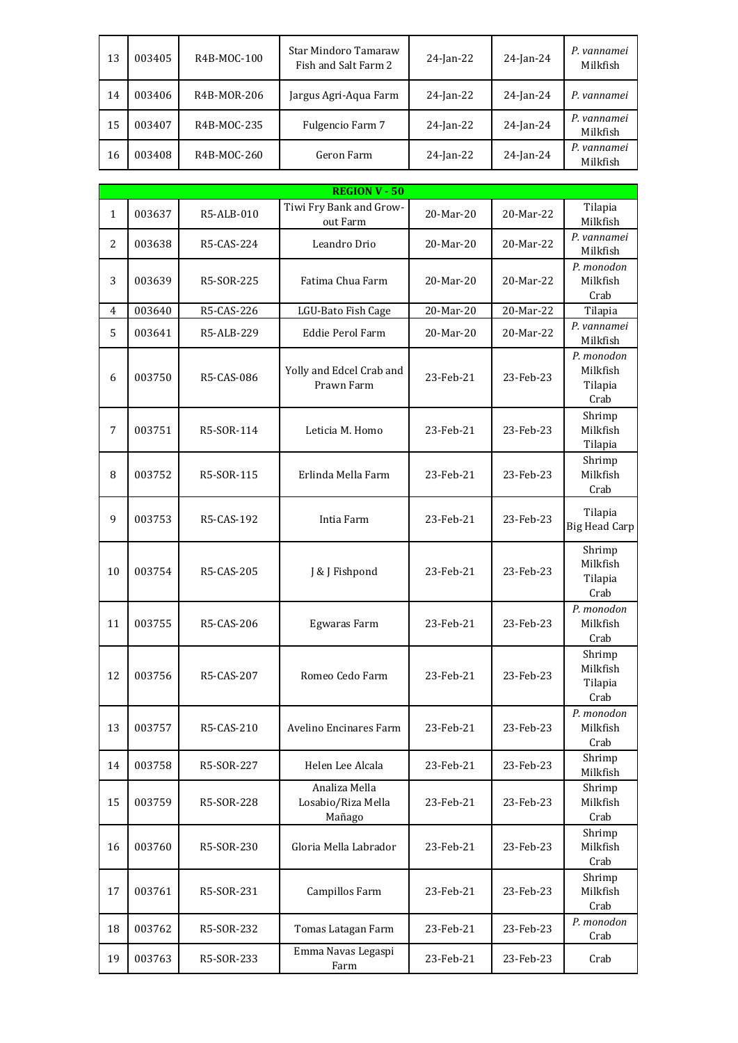| 13 | 003405 | R4B-MOC-100 | Star Mindoro Tamaraw Fish and Salt Farm 2 | 24-Jan-22 | 24-Jan-24 | *P. vannamei* Milkfish |
|---|---|---|---|---|---|---|
| 14 | 003406 | R4B-MOR-206 | Jargus Agri-Aqua Farm | 24-Jan-22 | 24-Jan-24 | *P. vannamei* |
| 15 | 003407 | R4B-MOC-235 | Fulgencio Farm 7 | 24-Jan-22 | 24-Jan-24 | *P. vannamei* Milkfish |
| 16 | 003408 | R4B-MOC-260 | Geron Farm | 24-Jan-22 | 24-Jan-24 | *P. vannamei* Milkfish |

| **REGION V - 50** | | | | | | |
|---|---|---|---|---|---|---|
| 1 | 003637 | R5-ALB-010 | Tiwi Fry Bank and Grow-out Farm | 20-Mar-20 | 20-Mar-22 | Tilapia Milkfish |
| 2 | 003638 | R5-CAS-224 | Leandro Drio | 20-Mar-20 | 20-Mar-22 | *P. vannamei* Milkfish |
| 3 | 003639 | R5-SOR-225 | Fatima Chua Farm | 20-Mar-20 | 20-Mar-22 | *P. monodon* Milkfish Crab |
| 4 | 003640 | R5-CAS-226 | LGU-Bato Fish Cage | 20-Mar-20 | 20-Mar-22 | Tilapia |
| 5 | 003641 | R5-ALB-229 | Eddie Perol Farm | 20-Mar-20 | 20-Mar-22 | *P. vannamei* Milkfish |
| 6 | 003750 | R5-CAS-086 | Yolly and Edcel Crab and Prawn Farm | 23-Feb-21 | 23-Feb-23 | *P. monodon* Milkfish Tilapia Crab |
| 7 | 003751 | R5-SOR-114 | Leticia M. Homo | 23-Feb-21 | 23-Feb-23 | Shrimp Milkfish Tilapia |
| 8 | 003752 | R5-SOR-115 | Erlinda Mella Farm | 23-Feb-21 | 23-Feb-23 | Shrimp Milkfish Crab |
| 9 | 003753 | R5-CAS-192 | Intia Farm | 23-Feb-21 | 23-Feb-23 | Tilapia Big Head Carp |
| 10 | 003754 | R5-CAS-205 | J & J Fishpond | 23-Feb-21 | 23-Feb-23 | Shrimp Milkfish Tilapia Crab |
| 11 | 003755 | R5-CAS-206 | Egwaras Farm | 23-Feb-21 | 23-Feb-23 | *P. monodon* Milkfish Crab |
| 12 | 003756 | R5-CAS-207 | Romeo Cedo Farm | 23-Feb-21 | 23-Feb-23 | Shrimp Milkfish Tilapia Crab |
| 13 | 003757 | R5-CAS-210 | Avelino Encinares Farm | 23-Feb-21 | 23-Feb-23 | *P. monodon* Milkfish Crab |
| 14 | 003758 | R5-SOR-227 | Helen Lee Alcala | 23-Feb-21 | 23-Feb-23 | Shrimp Milkfish |
| 15 | 003759 | R5-SOR-228 | Analiza Mella Losabio/Riza Mella Mañago | 23-Feb-21 | 23-Feb-23 | Shrimp Milkfish Crab |
| 16 | 003760 | R5-SOR-230 | Gloria Mella Labrador | 23-Feb-21 | 23-Feb-23 | Shrimp Milkfish Crab |
| 17 | 003761 | R5-SOR-231 | Campillos Farm | 23-Feb-21 | 23-Feb-23 | Shrimp Milkfish Crab |
| 18 | 003762 | R5-SOR-232 | Tomas Latagan Farm | 23-Feb-21 | 23-Feb-23 | *P. monodon* Crab |
| 19 | 003763 | R5-SOR-233 | Emma Navas Legaspi Farm | 23-Feb-21 | 23-Feb-23 | Crab |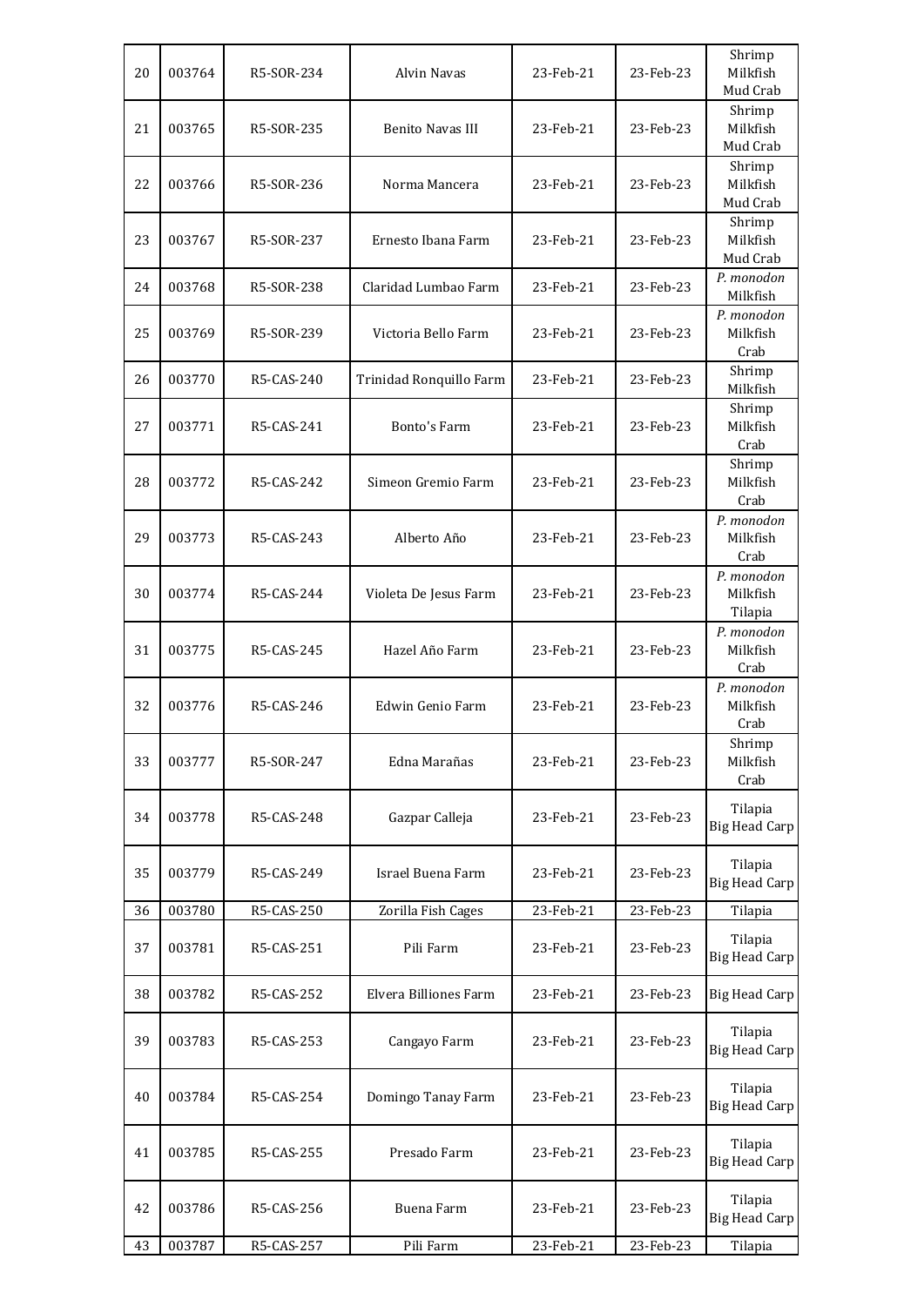| 20 | 003764 | R5-SOR-234 | Alvin Navas | 23-Feb-21 | 23-Feb-23 | Shrimp Milkfish Mud Crab |
|---|---|---|---|---|---|---|
| 21 | 003765 | R5-SOR-235 | Benito Navas III | 23-Feb-21 | 23-Feb-23 | Shrimp Milkfish Mud Crab |
| 22 | 003766 | R5-SOR-236 | Norma Mancera | 23-Feb-21 | 23-Feb-23 | Shrimp Milkfish Mud Crab |
| 23 | 003767 | R5-SOR-237 | Ernesto Ibana Farm | 23-Feb-21 | 23-Feb-23 | Shrimp Milkfish Mud Crab |
| 24 | 003768 | R5-SOR-238 | Claridad Lumbao Farm | 23-Feb-21 | 23-Feb-23 | *P. monodon* Milkfish |
| 25 | 003769 | R5-SOR-239 | Victoria Bello Farm | 23-Feb-21 | 23-Feb-23 | *P. monodon* Milkfish Crab |
| 26 | 003770 | R5-CAS-240 | Trinidad Ronquillo Farm | 23-Feb-21 | 23-Feb-23 | Shrimp Milkfish |
| 27 | 003771 | R5-CAS-241 | Bonto's Farm | 23-Feb-21 | 23-Feb-23 | Shrimp Milkfish Crab |
| 28 | 003772 | R5-CAS-242 | Simeon Gremio Farm | 23-Feb-21 | 23-Feb-23 | Shrimp Milkfish Crab |
| 29 | 003773 | R5-CAS-243 | Alberto Año | 23-Feb-21 | 23-Feb-23 | *P. monodon* Milkfish Crab |
| 30 | 003774 | R5-CAS-244 | Violeta De Jesus Farm | 23-Feb-21 | 23-Feb-23 | *P. monodon* Milkfish Tilapia |
| 31 | 003775 | R5-CAS-245 | Hazel Año Farm | 23-Feb-21 | 23-Feb-23 | *P. monodon* Milkfish Crab |
| 32 | 003776 | R5-CAS-246 | Edwin Genio Farm | 23-Feb-21 | 23-Feb-23 | *P. monodon* Milkfish Crab |
| 33 | 003777 | R5-SOR-247 | Edna Marañas | 23-Feb-21 | 23-Feb-23 | Shrimp Milkfish Crab |
| 34 | 003778 | R5-CAS-248 | Gazpar Calleja | 23-Feb-21 | 23-Feb-23 | Tilapia Big Head Carp |
| 35 | 003779 | R5-CAS-249 | Israel Buena Farm | 23-Feb-21 | 23-Feb-23 | Tilapia Big Head Carp |
| 36 | 003780 | R5-CAS-250 | Zorilla Fish Cages | 23-Feb-21 | 23-Feb-23 | Tilapia |
| 37 | 003781 | R5-CAS-251 | Pili Farm | 23-Feb-21 | 23-Feb-23 | Tilapia Big Head Carp |
| 38 | 003782 | R5-CAS-252 | Elvera Billiones Farm | 23-Feb-21 | 23-Feb-23 | Big Head Carp |
| 39 | 003783 | R5-CAS-253 | Cangayo Farm | 23-Feb-21 | 23-Feb-23 | Tilapia Big Head Carp |
| 40 | 003784 | R5-CAS-254 | Domingo Tanay Farm | 23-Feb-21 | 23-Feb-23 | Tilapia Big Head Carp |
| 41 | 003785 | R5-CAS-255 | Presado Farm | 23-Feb-21 | 23-Feb-23 | Tilapia Big Head Carp |
| 42 | 003786 | R5-CAS-256 | Buena Farm | 23-Feb-21 | 23-Feb-23 | Tilapia Big Head Carp |
| 43 | 003787 | R5-CAS-257 | Pili Farm | 23-Feb-21 | 23-Feb-23 | Tilapia |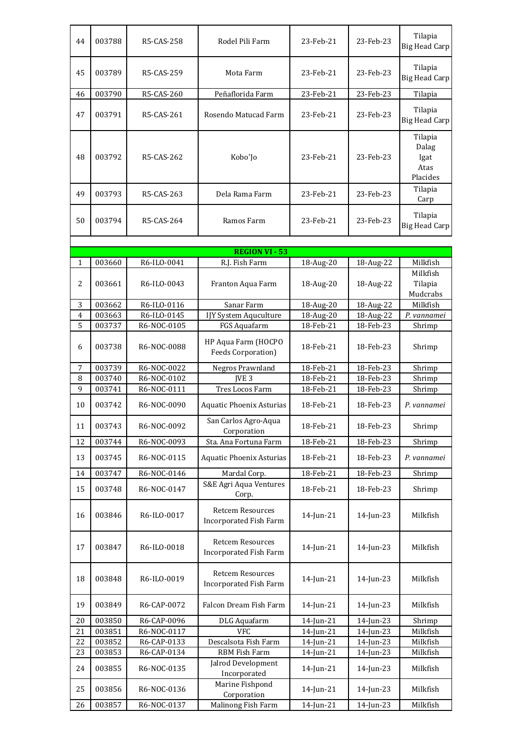| | | | | | | |
|---|---|---|---|---|---|---|
| 44 | 003788 | R5-CAS-258 | Rodel Pili Farm | 23-Feb-21 | 23-Feb-23 | Tilapia<br>Big Head Carp |
| 45 | 003789 | R5-CAS-259 | Mota Farm | 23-Feb-21 | 23-Feb-23 | Tilapia<br>Big Head Carp |
| 46 | 003790 | R5-CAS-260 | Peñaflorida Farm | 23-Feb-21 | 23-Feb-23 | Tilapia |
| 47 | 003791 | R5-CAS-261 | Rosendo Matucad Farm | 23-Feb-21 | 23-Feb-23 | Tilapia<br>Big Head Carp |
| 48 | 003792 | R5-CAS-262 | Kobo'Jo | 23-Feb-21 | 23-Feb-23 | Tilapia<br>Dalag<br>Igat<br>Atas<br>Placides |
| 49 | 003793 | R5-CAS-263 | Dela Rama Farm | 23-Feb-21 | 23-Feb-23 | Tilapia<br>Carp |
| 50 | 003794 | R5-CAS-264 | Ramos Farm | 23-Feb-21 | 23-Feb-23 | Tilapia<br>Big Head Carp |

| **REGION VI - 53** | | | | | | |
|---|---|---|---|---|---|---|
| 1 | 003660 | R6-ILO-0041 | R.J. Fish Farm | 18-Aug-20 | 18-Aug-22 | Milkfish |
| 2 | 003661 | R6-ILO-0043 | Franton Aqua Farm | 18-Aug-20 | 18-Aug-22 | Milkfish<br>Tilapia<br>Mudcrabs |
| 3 | 003662 | R6-ILO-0116 | Sanar Farm | 18-Aug-20 | 18-Aug-22 | Milkfish |
| 4 | 003663 | R6-ILO-0145 | IJY System Aquculture | 18-Aug-20 | 18-Aug-22 | *P. vannamei* |
| 5 | 003737 | R6-NOC-0105 | FGS Aquafarm | 18-Feb-21 | 18-Feb-23 | Shrimp |
| 6 | 003738 | R6-NOC-0088 | HP Aqua Farm (HOCPO Feeds Corporation) | 18-Feb-21 | 18-Feb-23 | Shrimp |
| 7 | 003739 | R6-NOC-0022 | Negros Prawnland | 18-Feb-21 | 18-Feb-23 | Shrimp |
| 8 | 003740 | R6-NOC-0102 | JVE 3 | 18-Feb-21 | 18-Feb-23 | Shrimp |
| 9 | 003741 | R6-NOC-0111 | Tres Locos Farm | 18-Feb-21 | 18-Feb-23 | Shrimp |
| 10 | 003742 | R6-NOC-0090 | Aquatic Phoenix Asturias | 18-Feb-21 | 18-Feb-23 | *P. vannamei* |
| 11 | 003743 | R6-NOC-0092 | San Carlos Agro-Aqua Corporation | 18-Feb-21 | 18-Feb-23 | Shrimp |
| 12 | 003744 | R6-NOC-0093 | Sta. Ana Fortuna Farm | 18-Feb-21 | 18-Feb-23 | Shrimp |
| 13 | 003745 | R6-NOC-0115 | Aquatic Phoenix Asturias | 18-Feb-21 | 18-Feb-23 | *P. vannamei* |
| 14 | 003747 | R6-NOC-0146 | Mardal Corp. | 18-Feb-21 | 18-Feb-23 | Shrimp |
| 15 | 003748 | R6-NOC-0147 | S&E Agri Aqua Ventures Corp. | 18-Feb-21 | 18-Feb-23 | Shrimp |
| 16 | 003846 | R6-ILO-0017 | Retcem Resources Incorporated Fish Farm | 14-Jun-21 | 14-Jun-23 | Milkfish |
| 17 | 003847 | R6-ILO-0018 | Retcem Resources Incorporated Fish Farm | 14-Jun-21 | 14-Jun-23 | Milkfish |
| 18 | 003848 | R6-ILO-0019 | Retcem Resources Incorporated Fish Farm | 14-Jun-21 | 14-Jun-23 | Milkfish |
| 19 | 003849 | R6-CAP-0072 | Falcon Dream Fish Farm | 14-Jun-21 | 14-Jun-23 | Milkfish |
| 20 | 003850 | R6-CAP-0096 | DLG Aquafarm | 14-Jun-21 | 14-Jun-23 | Shrimp |
| 21 | 003851 | R6-NOC-0117 | VFC | 14-Jun-21 | 14-Jun-23 | Milkfish |
| 22 | 003852 | R6-CAP-0133 | Descalsota Fish Farm | 14-Jun-21 | 14-Jun-23 | Milkfish |
| 23 | 003853 | R6-CAP-0134 | RBM Fish Farm | 14-Jun-21 | 14-Jun-23 | Milkfish |
| 24 | 003855 | R6-NOC-0135 | Jalrod Development Incorporated | 14-Jun-21 | 14-Jun-23 | Milkfish |
| 25 | 003856 | R6-NOC-0136 | Marine Fishpond Corporation | 14-Jun-21 | 14-Jun-23 | Milkfish |
| 26 | 003857 | R6-NOC-0137 | Malinong Fish Farm | 14-Jun-21 | 14-Jun-23 | Milkfish |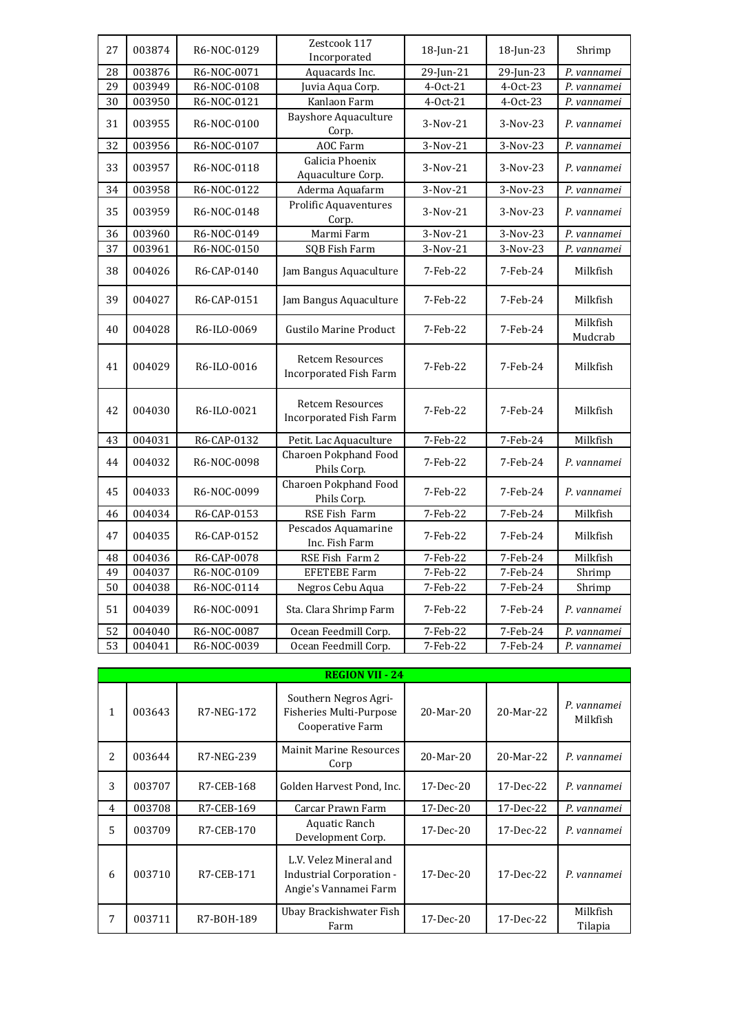| | | | | | | |
|---|---|---|---|---|---|---|
| 27 | 003874 | R6-NOC-0129 | Zestcook 117 Incorporated | 18-Jun-21 | 18-Jun-23 | Shrimp |
| 28 | 003876 | R6-NOC-0071 | Aquacards Inc. | 29-Jun-21 | 29-Jun-23 | *P. vannamei* |
| 29 | 003949 | R6-NOC-0108 | Juvia Aqua Corp. | 4-Oct-21 | 4-Oct-23 | *P. vannamei* |
| 30 | 003950 | R6-NOC-0121 | Kanlaon Farm | 4-Oct-21 | 4-Oct-23 | *P. vannamei* |
| 31 | 003955 | R6-NOC-0100 | Bayshore Aquaculture Corp. | 3-Nov-21 | 3-Nov-23 | *P. vannamei* |
| 32 | 003956 | R6-NOC-0107 | AOC Farm | 3-Nov-21 | 3-Nov-23 | *P. vannamei* |
| 33 | 003957 | R6-NOC-0118 | Galicia Phoenix Aquaculture Corp. | 3-Nov-21 | 3-Nov-23 | *P. vannamei* |
| 34 | 003958 | R6-NOC-0122 | Aderma Aquafarm | 3-Nov-21 | 3-Nov-23 | *P. vannamei* |
| 35 | 003959 | R6-NOC-0148 | Prolific Aquaventures Corp. | 3-Nov-21 | 3-Nov-23 | *P. vannamei* |
| 36 | 003960 | R6-NOC-0149 | Marmi Farm | 3-Nov-21 | 3-Nov-23 | *P. vannamei* |
| 37 | 003961 | R6-NOC-0150 | SQB Fish Farm | 3-Nov-21 | 3-Nov-23 | *P. vannamei* |
| 38 | 004026 | R6-CAP-0140 | Jam Bangus Aquaculture | 7-Feb-22 | 7-Feb-24 | Milkfish |
| 39 | 004027 | R6-CAP-0151 | Jam Bangus Aquaculture | 7-Feb-22 | 7-Feb-24 | Milkfish |
| 40 | 004028 | R6-ILO-0069 | Gustilo Marine Product | 7-Feb-22 | 7-Feb-24 | Milkfish Mudcrab |
| 41 | 004029 | R6-ILO-0016 | Retcem Resources Incorporated Fish Farm | 7-Feb-22 | 7-Feb-24 | Milkfish |
| 42 | 004030 | R6-ILO-0021 | Retcem Resources Incorporated Fish Farm | 7-Feb-22 | 7-Feb-24 | Milkfish |
| 43 | 004031 | R6-CAP-0132 | Petit. Lac Aquaculture | 7-Feb-22 | 7-Feb-24 | Milkfish |
| 44 | 004032 | R6-NOC-0098 | Charoen Pokphand Food Phils Corp. | 7-Feb-22 | 7-Feb-24 | *P. vannamei* |
| 45 | 004033 | R6-NOC-0099 | Charoen Pokphand Food Phils Corp. | 7-Feb-22 | 7-Feb-24 | *P. vannamei* |
| 46 | 004034 | R6-CAP-0153 | RSE Fish Farm | 7-Feb-22 | 7-Feb-24 | Milkfish |
| 47 | 004035 | R6-CAP-0152 | Pescados Aquamarine Inc. Fish Farm | 7-Feb-22 | 7-Feb-24 | Milkfish |
| 48 | 004036 | R6-CAP-0078 | RSE Fish Farm 2 | 7-Feb-22 | 7-Feb-24 | Milkfish |
| 49 | 004037 | R6-NOC-0109 | EFETEBE Farm | 7-Feb-22 | 7-Feb-24 | Shrimp |
| 50 | 004038 | R6-NOC-0114 | Negros Cebu Aqua | 7-Feb-22 | 7-Feb-24 | Shrimp |
| 51 | 004039 | R6-NOC-0091 | Sta. Clara Shrimp Farm | 7-Feb-22 | 7-Feb-24 | *P. vannamei* |
| 52 | 004040 | R6-NOC-0087 | Ocean Feedmill Corp. | 7-Feb-22 | 7-Feb-24 | *P. vannamei* |
| 53 | 004041 | R6-NOC-0039 | Ocean Feedmill Corp. | 7-Feb-22 | 7-Feb-24 | *P. vannamei* |

| **REGION VII - 24** | | | | | | |
|---|---|---|---|---|---|---|
| 1 | 003643 | R7-NEG-172 | Southern Negros Agri-Fisheries Multi-Purpose Cooperative Farm | 20-Mar-20 | 20-Mar-22 | *P. vannamei* Milkfish |
| 2 | 003644 | R7-NEG-239 | Mainit Marine Resources Corp | 20-Mar-20 | 20-Mar-22 | *P. vannamei* |
| 3 | 003707 | R7-CEB-168 | Golden Harvest Pond, Inc. | 17-Dec-20 | 17-Dec-22 | *P. vannamei* |
| 4 | 003708 | R7-CEB-169 | Carcar Prawn Farm | 17-Dec-20 | 17-Dec-22 | *P. vannamei* |
| 5 | 003709 | R7-CEB-170 | Aquatic Ranch Development Corp. | 17-Dec-20 | 17-Dec-22 | *P. vannamei* |
| 6 | 003710 | R7-CEB-171 | L.V. Velez Mineral and Industrial Corporation - Angie's Vannamei Farm | 17-Dec-20 | 17-Dec-22 | *P. vannamei* |
| 7 | 003711 | R7-BOH-189 | Ubay Brackishwater Fish Farm | 17-Dec-20 | 17-Dec-22 | Milkfish Tilapia |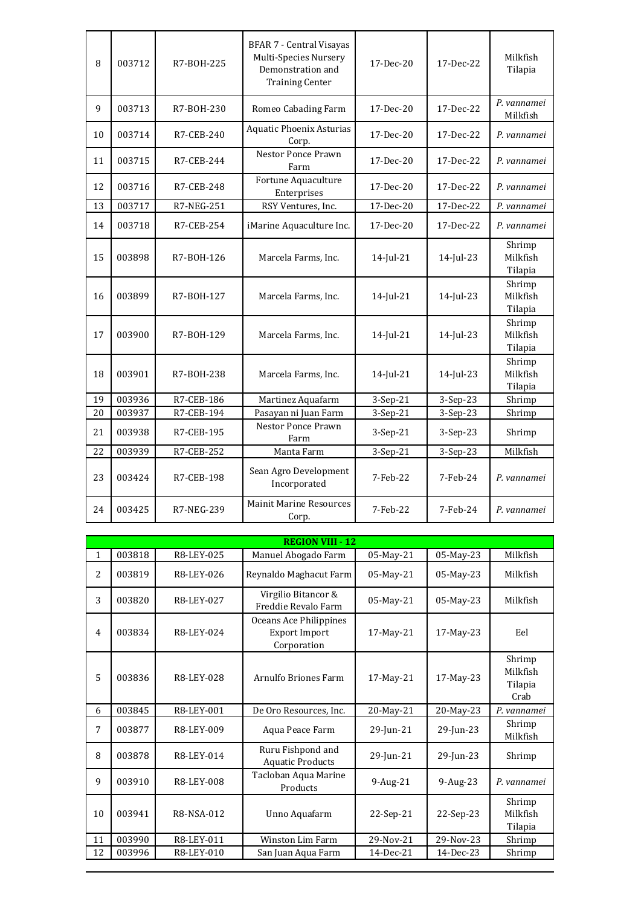| | | | | | | |
|---|---|---|---|---|---|---|
| 8 | 003712 | R7-BOH-225 | BFAR 7 - Central Visayas Multi-Species Nursery Demonstration and Training Center | 17-Dec-20 | 17-Dec-22 | Milkfish Tilapia |
| 9 | 003713 | R7-BOH-230 | Romeo Cabading Farm | 17-Dec-20 | 17-Dec-22 | *P. vannamei* Milkfish |
| 10 | 003714 | R7-CEB-240 | Aquatic Phoenix Asturias Corp. | 17-Dec-20 | 17-Dec-22 | *P. vannamei* |
| 11 | 003715 | R7-CEB-244 | Nestor Ponce Prawn Farm | 17-Dec-20 | 17-Dec-22 | *P. vannamei* |
| 12 | 003716 | R7-CEB-248 | Fortune Aquaculture Enterprises | 17-Dec-20 | 17-Dec-22 | *P. vannamei* |
| 13 | 003717 | R7-NEG-251 | RSY Ventures, Inc. | 17-Dec-20 | 17-Dec-22 | *P. vannamei* |
| 14 | 003718 | R7-CEB-254 | iMarine Aquaculture Inc. | 17-Dec-20 | 17-Dec-22 | *P. vannamei* |
| 15 | 003898 | R7-BOH-126 | Marcela Farms, Inc. | 14-Jul-21 | 14-Jul-23 | Shrimp Milkfish Tilapia |
| 16 | 003899 | R7-BOH-127 | Marcela Farms, Inc. | 14-Jul-21 | 14-Jul-23 | Shrimp Milkfish Tilapia |
| 17 | 003900 | R7-BOH-129 | Marcela Farms, Inc. | 14-Jul-21 | 14-Jul-23 | Shrimp Milkfish Tilapia |
| 18 | 003901 | R7-BOH-238 | Marcela Farms, Inc. | 14-Jul-21 | 14-Jul-23 | Shrimp Milkfish Tilapia |
| 19 | 003936 | R7-CEB-186 | Martinez Aquafarm | 3-Sep-21 | 3-Sep-23 | Shrimp |
| 20 | 003937 | R7-CEB-194 | Pasayan ni Juan Farm | 3-Sep-21 | 3-Sep-23 | Shrimp |
| 21 | 003938 | R7-CEB-195 | Nestor Ponce Prawn Farm | 3-Sep-21 | 3-Sep-23 | Shrimp |
| 22 | 003939 | R7-CEB-252 | Manta Farm | 3-Sep-21 | 3-Sep-23 | Milkfish |
| 23 | 003424 | R7-CEB-198 | Sean Agro Development Incorporated | 7-Feb-22 | 7-Feb-24 | *P. vannamei* |
| 24 | 003425 | R7-NEG-239 | Mainit Marine Resources Corp. | 7-Feb-22 | 7-Feb-24 | *P. vannamei* |

| **REGION VIII - 12** | | | | | | |
|---|---|---|---|---|---|---|
| 1 | 003818 | R8-LEY-025 | Manuel Abogado Farm | 05-May-21 | 05-May-23 | Milkfish |
| 2 | 003819 | R8-LEY-026 | Reynaldo Maghacut Farm | 05-May-21 | 05-May-23 | Milkfish |
| 3 | 003820 | R8-LEY-027 | Virgilio Bitancor & Freddie Revalo Farm | 05-May-21 | 05-May-23 | Milkfish |
| 4 | 003834 | R8-LEY-024 | Oceans Ace Philippines Export Import Corporation | 17-May-21 | 17-May-23 | Eel |
| 5 | 003836 | R8-LEY-028 | Arnulfo Briones Farm | 17-May-21 | 17-May-23 | Shrimp Milkfish Tilapia Crab |
| 6 | 003845 | R8-LEY-001 | De Oro Resources, Inc. | 20-May-21 | 20-May-23 | *P. vannamei* |
| 7 | 003877 | R8-LEY-009 | Aqua Peace Farm | 29-Jun-21 | 29-Jun-23 | Shrimp Milkfish |
| 8 | 003878 | R8-LEY-014 | Ruru Fishpond and Aquatic Products | 29-Jun-21 | 29-Jun-23 | Shrimp |
| 9 | 003910 | R8-LEY-008 | Tacloban Aqua Marine Products | 9-Aug-21 | 9-Aug-23 | *P. vannamei* |
| 10 | 003941 | R8-NSA-012 | Unno Aquafarm | 22-Sep-21 | 22-Sep-23 | Shrimp Milkfish Tilapia |
| 11 | 003990 | R8-LEY-011 | Winston Lim Farm | 29-Nov-21 | 29-Nov-23 | Shrimp |
| 12 | 003996 | R8-LEY-010 | San Juan Aqua Farm | 14-Dec-21 | 14-Dec-23 | Shrimp |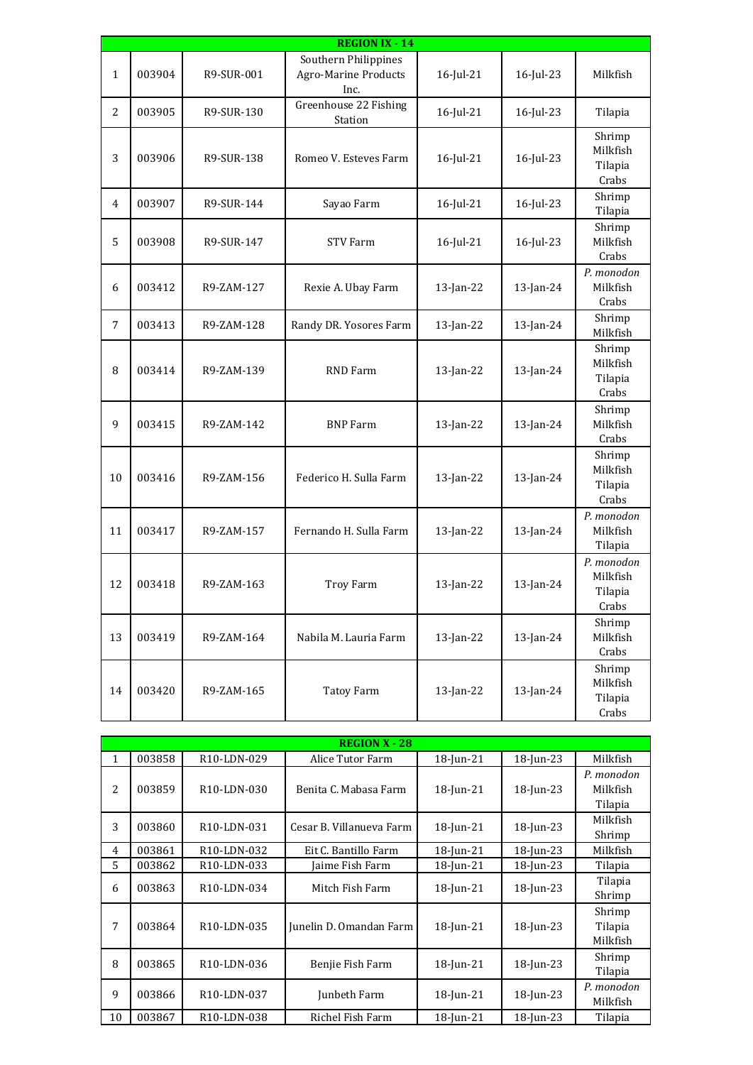| REGION IX - 14 | | | | | | |
|---|---|---|---|---|---|---|
| 1 | 003904 | R9-SUR-001 | Southern Philippines Agro-Marine Products Inc. | 16-Jul-21 | 16-Jul-23 | Milkfish |
| 2 | 003905 | R9-SUR-130 | Greenhouse 22 Fishing Station | 16-Jul-21 | 16-Jul-23 | Tilapia |
| 3 | 003906 | R9-SUR-138 | Romeo V. Esteves Farm | 16-Jul-21 | 16-Jul-23 | Shrimp<br>Milkfish<br>Tilapia<br>Crabs |
| 4 | 003907 | R9-SUR-144 | Sayao Farm | 16-Jul-21 | 16-Jul-23 | Shrimp<br>Tilapia |
| 5 | 003908 | R9-SUR-147 | STV Farm | 16-Jul-21 | 16-Jul-23 | Shrimp<br>Milkfish<br>Crabs |
| 6 | 003412 | R9-ZAM-127 | Rexie A. Ubay Farm | 13-Jan-22 | 13-Jan-24 | *P. monodon*<br>Milkfish<br>Crabs |
| 7 | 003413 | R9-ZAM-128 | Randy DR. Yosores Farm | 13-Jan-22 | 13-Jan-24 | Shrimp<br>Milkfish |
| 8 | 003414 | R9-ZAM-139 | RND Farm | 13-Jan-22 | 13-Jan-24 | Shrimp<br>Milkfish<br>Tilapia<br>Crabs |
| 9 | 003415 | R9-ZAM-142 | BNP Farm | 13-Jan-22 | 13-Jan-24 | Shrimp<br>Milkfish<br>Crabs |
| 10 | 003416 | R9-ZAM-156 | Federico H. Sulla Farm | 13-Jan-22 | 13-Jan-24 | Shrimp<br>Milkfish<br>Tilapia<br>Crabs |
| 11 | 003417 | R9-ZAM-157 | Fernando H. Sulla Farm | 13-Jan-22 | 13-Jan-24 | *P. monodon*<br>Milkfish<br>Tilapia |
| 12 | 003418 | R9-ZAM-163 | Troy Farm | 13-Jan-22 | 13-Jan-24 | *P. monodon*<br>Milkfish<br>Tilapia<br>Crabs |
| 13 | 003419 | R9-ZAM-164 | Nabila M. Lauria Farm | 13-Jan-22 | 13-Jan-24 | Shrimp<br>Milkfish<br>Crabs |
| 14 | 003420 | R9-ZAM-165 | Tatoy Farm | 13-Jan-22 | 13-Jan-24 | Shrimp<br>Milkfish<br>Tilapia<br>Crabs |

| REGION X - 28 | | | | | | |
|---|---|---|---|---|---|---|
| 1 | 003858 | R10-LDN-029 | Alice Tutor Farm | 18-Jun-21 | 18-Jun-23 | Milkfish |
| 2 | 003859 | R10-LDN-030 | Benita C. Mabasa Farm | 18-Jun-21 | 18-Jun-23 | *P. monodon*<br>Milkfish<br>Tilapia |
| 3 | 003860 | R10-LDN-031 | Cesar B. Villanueva Farm | 18-Jun-21 | 18-Jun-23 | Milkfish<br>Shrimp |
| 4 | 003861 | R10-LDN-032 | Eit C. Bantillo Farm | 18-Jun-21 | 18-Jun-23 | Milkfish |
| 5 | 003862 | R10-LDN-033 | Jaime Fish Farm | 18-Jun-21 | 18-Jun-23 | Tilapia |
| 6 | 003863 | R10-LDN-034 | Mitch Fish Farm | 18-Jun-21 | 18-Jun-23 | Tilapia<br>Shrimp |
| 7 | 003864 | R10-LDN-035 | Junelin D. Omandan Farm | 18-Jun-21 | 18-Jun-23 | Shrimp<br>Tilapia<br>Milkfish |
| 8 | 003865 | R10-LDN-036 | Benjie Fish Farm | 18-Jun-21 | 18-Jun-23 | Shrimp<br>Tilapia |
| 9 | 003866 | R10-LDN-037 | Junbeth Farm | 18-Jun-21 | 18-Jun-23 | *P. monodon*<br>Milkfish |
| 10 | 003867 | R10-LDN-038 | Richel Fish Farm | 18-Jun-21 | 18-Jun-23 | Tilapia |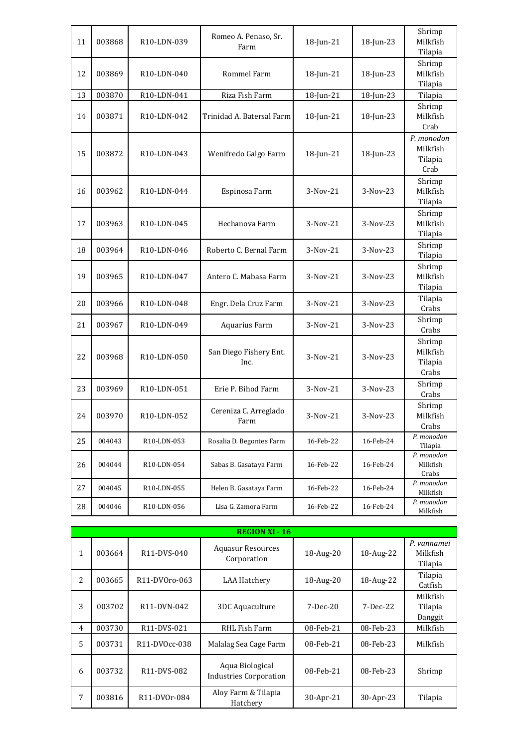| | | | | | | |
|---|---|---|---|---|---|---|
| 11 | 003868 | R10-LDN-039 | Romeo A. Penaso, Sr. Farm | 18-Jun-21 | 18-Jun-23 | Shrimp Milkfish Tilapia |
| 12 | 003869 | R10-LDN-040 | Rommel Farm | 18-Jun-21 | 18-Jun-23 | Shrimp Milkfish Tilapia |
| 13 | 003870 | R10-LDN-041 | Riza Fish Farm | 18-Jun-21 | 18-Jun-23 | Tilapia |
| 14 | 003871 | R10-LDN-042 | Trinidad A. Batersal Farm | 18-Jun-21 | 18-Jun-23 | Shrimp Milkfish Crab |
| 15 | 003872 | R10-LDN-043 | Wenifredo Galgo Farm | 18-Jun-21 | 18-Jun-23 | *P. monodon* Milkfish Tilapia Crab |
| 16 | 003962 | R10-LDN-044 | Espinosa Farm | 3-Nov-21 | 3-Nov-23 | Shrimp Milkfish Tilapia |
| 17 | 003963 | R10-LDN-045 | Hechanova Farm | 3-Nov-21 | 3-Nov-23 | Shrimp Milkfish Tilapia |
| 18 | 003964 | R10-LDN-046 | Roberto C. Bernal Farm | 3-Nov-21 | 3-Nov-23 | Shrimp Tilapia |
| 19 | 003965 | R10-LDN-047 | Antero C. Mabasa Farm | 3-Nov-21 | 3-Nov-23 | Shrimp Milkfish Tilapia |
| 20 | 003966 | R10-LDN-048 | Engr. Dela Cruz Farm | 3-Nov-21 | 3-Nov-23 | Tilapia Crabs |
| 21 | 003967 | R10-LDN-049 | Aquarius Farm | 3-Nov-21 | 3-Nov-23 | Shrimp Crabs |
| 22 | 003968 | R10-LDN-050 | San Diego Fishery Ent. Inc. | 3-Nov-21 | 3-Nov-23 | Shrimp Milkfish Tilapia Crabs |
| 23 | 003969 | R10-LDN-051 | Erie P. Bihod Farm | 3-Nov-21 | 3-Nov-23 | Shrimp Crabs |
| 24 | 003970 | R10-LDN-052 | Cereniza C. Arreglado Farm | 3-Nov-21 | 3-Nov-23 | Shrimp Milkfish Crabs |
| 25 | 004043 | R10-LDN-053 | Rosalia D. Begontes Farm | 16-Feb-22 | 16-Feb-24 | *P. monodon* Tilapia |
| 26 | 004044 | R10-LDN-054 | Sabas B. Gasataya Farm | 16-Feb-22 | 16-Feb-24 | *P. monodon* Milkfish Crabs |
| 27 | 004045 | R10-LDN-055 | Helen B. Gasataya Farm | 16-Feb-22 | 16-Feb-24 | *P. monodon* Milkfish |
| 28 | 004046 | R10-LDN-056 | Lisa G. Zamora Farm | 16-Feb-22 | 16-Feb-24 | *P. monodon* Milkfish |

| **REGION XI - 16** | | | | | | |
|---|---|---|---|---|---|---|
| 1 | 003664 | R11-DVS-040 | Aquasur Resources Corporation | 18-Aug-20 | 18-Aug-22 | *P. vannamei* Milkfish Tilapia |
| 2 | 003665 | R11-DVOro-063 | LAA Hatchery | 18-Aug-20 | 18-Aug-22 | Tilapia Catfish |
| 3 | 003702 | R11-DVN-042 | 3DC Aquaculture | 7-Dec-20 | 7-Dec-22 | Milkfish Tilapia Danggit |
| 4 | 003730 | R11-DVS-021 | RHL Fish Farm | 08-Feb-21 | 08-Feb-23 | Milkfish |
| 5 | 003731 | R11-DVOcc-038 | Malalag Sea Cage Farm | 08-Feb-21 | 08-Feb-23 | Milkfish |
| 6 | 003732 | R11-DVS-082 | Aqua Biological Industries Corporation | 08-Feb-21 | 08-Feb-23 | Shrimp |
| 7 | 003816 | R11-DVOr-084 | Aloy Farm & Tilapia Hatchery | 30-Apr-21 | 30-Apr-23 | Tilapia |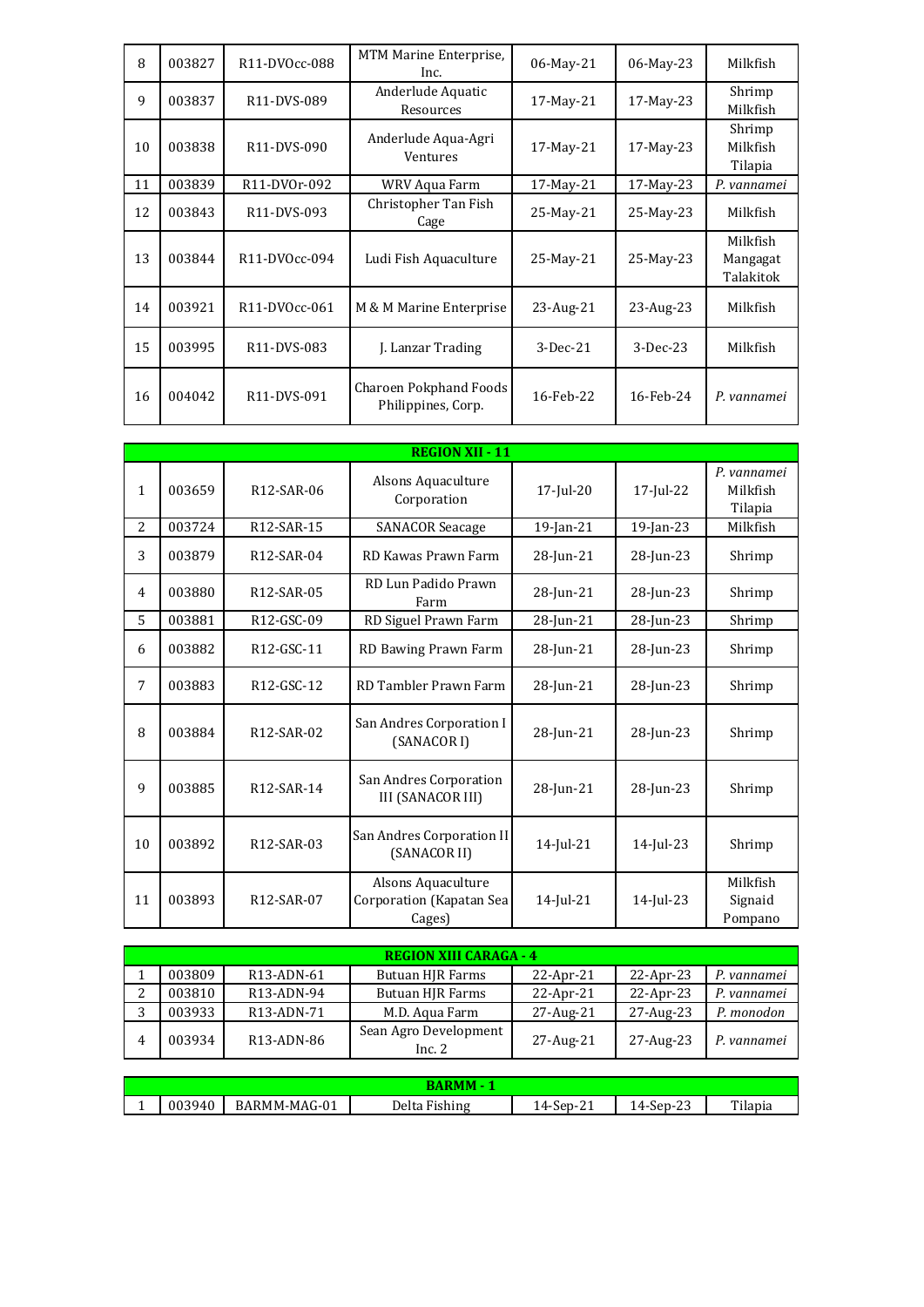| | | | | | | |
|---|---|---|---|---|---|---|
| 8 | 003827 | R11-DVOcc-088 | MTM Marine Enterprise, Inc. | 06-May-21 | 06-May-23 | Milkfish |
| 9 | 003837 | R11-DVS-089 | Anderlude Aquatic Resources | 17-May-21 | 17-May-23 | Shrimp Milkfish |
| 10 | 003838 | R11-DVS-090 | Anderlude Aqua-Agri Ventures | 17-May-21 | 17-May-23 | Shrimp Milkfish Tilapia |
| 11 | 003839 | R11-DVOr-092 | WRV Aqua Farm | 17-May-21 | 17-May-23 | *P. vannamei* |
| 12 | 003843 | R11-DVS-093 | Christopher Tan Fish Cage | 25-May-21 | 25-May-23 | Milkfish |
| 13 | 003844 | R11-DVOcc-094 | Ludi Fish Aquaculture | 25-May-21 | 25-May-23 | Milkfish Mangagat Talakitok |
| 14 | 003921 | R11-DVOcc-061 | M & M Marine Enterprise | 23-Aug-21 | 23-Aug-23 | Milkfish |
| 15 | 003995 | R11-DVS-083 | J. Lanzar Trading | 3-Dec-21 | 3-Dec-23 | Milkfish |
| 16 | 004042 | R11-DVS-091 | Charoen Pokphand Foods Philippines, Corp. | 16-Feb-22 | 16-Feb-24 | *P. vannamei* |

| **REGION XII - 11** | | | | | | |
|---|---|---|---|---|---|---|
| 1 | 003659 | R12-SAR-06 | Alsons Aquaculture Corporation | 17-Jul-20 | 17-Jul-22 | *P. vannamei* Milkfish Tilapia |
| 2 | 003724 | R12-SAR-15 | SANACOR Seacage | 19-Jan-21 | 19-Jan-23 | Milkfish |
| 3 | 003879 | R12-SAR-04 | RD Kawas Prawn Farm | 28-Jun-21 | 28-Jun-23 | Shrimp |
| 4 | 003880 | R12-SAR-05 | RD Lun Padido Prawn Farm | 28-Jun-21 | 28-Jun-23 | Shrimp |
| 5 | 003881 | R12-GSC-09 | RD Siguel Prawn Farm | 28-Jun-21 | 28-Jun-23 | Shrimp |
| 6 | 003882 | R12-GSC-11 | RD Bawing Prawn Farm | 28-Jun-21 | 28-Jun-23 | Shrimp |
| 7 | 003883 | R12-GSC-12 | RD Tambler Prawn Farm | 28-Jun-21 | 28-Jun-23 | Shrimp |
| 8 | 003884 | R12-SAR-02 | San Andres Corporation I (SANACOR I) | 28-Jun-21 | 28-Jun-23 | Shrimp |
| 9 | 003885 | R12-SAR-14 | San Andres Corporation III (SANACOR III) | 28-Jun-21 | 28-Jun-23 | Shrimp |
| 10 | 003892 | R12-SAR-03 | San Andres Corporation II (SANACOR II) | 14-Jul-21 | 14-Jul-23 | Shrimp |
| 11 | 003893 | R12-SAR-07 | Alsons Aquaculture Corporation (Kapatan Sea Cages) | 14-Jul-21 | 14-Jul-23 | Milkfish Signaid Pompano |

| **REGION XIII CARAGA - 4** | | | | | | |
|---|---|---|---|---|---|---|
| 1 | 003809 | R13-ADN-61 | Butuan HJR Farms | 22-Apr-21 | 22-Apr-23 | *P. vannamei* |
| 2 | 003810 | R13-ADN-94 | Butuan HJR Farms | 22-Apr-21 | 22-Apr-23 | *P. vannamei* |
| 3 | 003933 | R13-ADN-71 | M.D. Aqua Farm | 27-Aug-21 | 27-Aug-23 | *P. monodon* |
| 4 | 003934 | R13-ADN-86 | Sean Agro Development Inc. 2 | 27-Aug-21 | 27-Aug-23 | *P. vannamei* |

| **BARMM - 1** | | | | | | |
|---|---|---|---|---|---|---|
| 1 | 003940 | BARMM-MAG-01 | Delta Fishing | 14-Sep-21 | 14-Sep-23 | Tilapia |